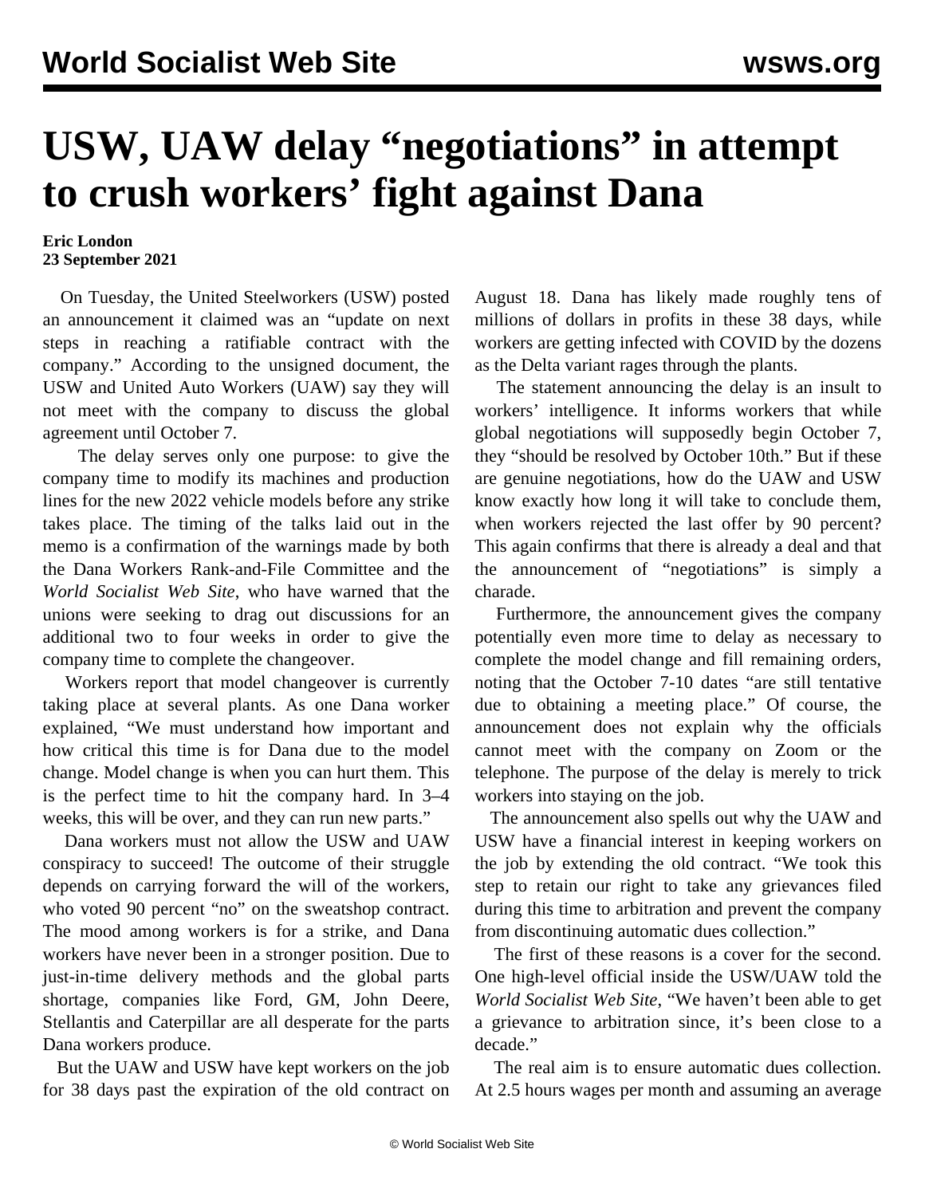# USW, UAW delay "negotiations" in attempt to crush workers' fight against Dana

**Eric London**
**23 September 2021**

On Tuesday, the United Steelworkers (USW) posted an announcement it claimed was an "update on next steps in reaching a ratifiable contract with the company." According to the unsigned document, the USW and United Auto Workers (UAW) say they will not meet with the company to discuss the global agreement until October 7.

The delay serves only one purpose: to give the company time to modify its machines and production lines for the new 2022 vehicle models before any strike takes place. The timing of the talks laid out in the memo is a confirmation of the warnings made by both the Dana Workers Rank-and-File Committee and the *World Socialist Web Site*, who have warned that the unions were seeking to drag out discussions for an additional two to four weeks in order to give the company time to complete the changeover.

Workers report that model changeover is currently taking place at several plants. As one Dana worker explained, "We must understand how important and how critical this time is for Dana due to the model change. Model change is when you can hurt them. This is the perfect time to hit the company hard. In 3–4 weeks, this will be over, and they can run new parts."

Dana workers must not allow the USW and UAW conspiracy to succeed! The outcome of their struggle depends on carrying forward the will of the workers, who voted 90 percent "no" on the sweatshop contract. The mood among workers is for a strike, and Dana workers have never been in a stronger position. Due to just-in-time delivery methods and the global parts shortage, companies like Ford, GM, John Deere, Stellantis and Caterpillar are all desperate for the parts Dana workers produce.

But the UAW and USW have kept workers on the job for 38 days past the expiration of the old contract on August 18. Dana has likely made roughly tens of millions of dollars in profits in these 38 days, while workers are getting infected with COVID by the dozens as the Delta variant rages through the plants.

The statement announcing the delay is an insult to workers' intelligence. It informs workers that while global negotiations will supposedly begin October 7, they "should be resolved by October 10th." But if these are genuine negotiations, how do the UAW and USW know exactly how long it will take to conclude them, when workers rejected the last offer by 90 percent? This again confirms that there is already a deal and that the announcement of "negotiations" is simply a charade.

Furthermore, the announcement gives the company potentially even more time to delay as necessary to complete the model change and fill remaining orders, noting that the October 7-10 dates "are still tentative due to obtaining a meeting place." Of course, the announcement does not explain why the officials cannot meet with the company on Zoom or the telephone. The purpose of the delay is merely to trick workers into staying on the job.

The announcement also spells out why the UAW and USW have a financial interest in keeping workers on the job by extending the old contract. "We took this step to retain our right to take any grievances filed during this time to arbitration and prevent the company from discontinuing automatic dues collection."

The first of these reasons is a cover for the second. One high-level official inside the USW/UAW told the *World Socialist Web Site*, "We haven't been able to get a grievance to arbitration since, it's been close to a decade."

The real aim is to ensure automatic dues collection. At 2.5 hours wages per month and assuming an average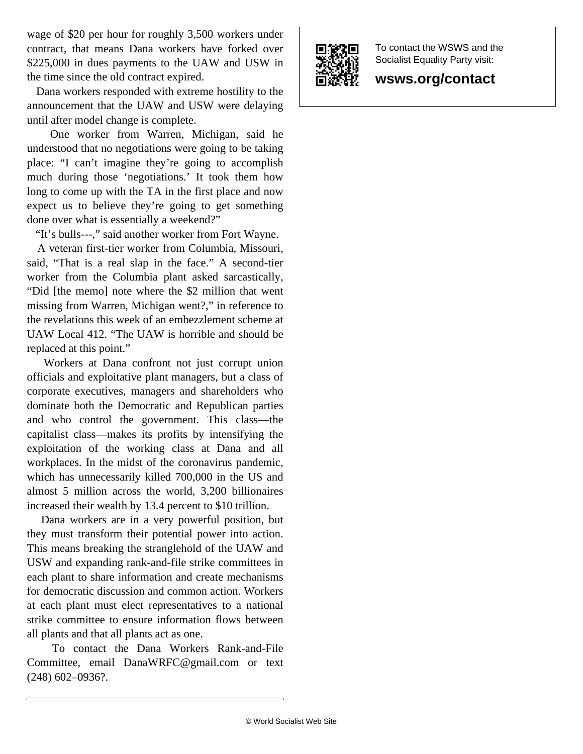wage of $20 per hour for roughly 3,500 workers under contract, that means Dana workers have forked over $225,000 in dues payments to the UAW and USW in the time since the old contract expired.

Dana workers responded with extreme hostility to the announcement that the UAW and USW were delaying until after model change is complete.

One worker from Warren, Michigan, said he understood that no negotiations were going to be taking place: "I can't imagine they're going to accomplish much during those 'negotiations.' It took them how long to come up with the TA in the first place and now expect us to believe they're going to get something done over what is essentially a weekend?"

"It's bulls---," said another worker from Fort Wayne.

A veteran first-tier worker from Columbia, Missouri, said, "That is a real slap in the face." A second-tier worker from the Columbia plant asked sarcastically, "Did [the memo] note where the $2 million that went missing from Warren, Michigan went?," in reference to the revelations this week of an embezzlement scheme at UAW Local 412. "The UAW is horrible and should be replaced at this point."

Workers at Dana confront not just corrupt union officials and exploitative plant managers, but a class of corporate executives, managers and shareholders who dominate both the Democratic and Republican parties and who control the government. This class—the capitalist class—makes its profits by intensifying the exploitation of the working class at Dana and all workplaces. In the midst of the coronavirus pandemic, which has unnecessarily killed 700,000 in the US and almost 5 million across the world, 3,200 billionaires increased their wealth by 13.4 percent to $10 trillion.

Dana workers are in a very powerful position, but they must transform their potential power into action. This means breaking the stranglehold of the UAW and USW and expanding rank-and-file strike committees in each plant to share information and create mechanisms for democratic discussion and common action. Workers at each plant must elect representatives to a national strike committee to ensure information flows between all plants and that all plants act as one.

To contact the Dana Workers Rank-and-File Committee, email DanaWRFC@gmail.com or text (248) 602–0936?.

To contact the WSWS and the Socialist Equality Party visit:

**wsws.org/contact**